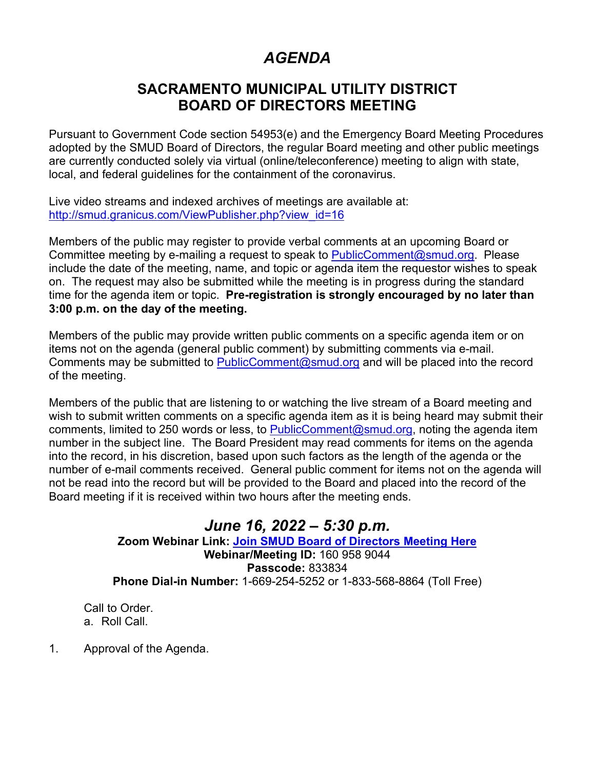# *AGENDA*

## SACRAMENTO MUNICIPAL UTILITY DISTRICT BOARD OF DIRECTORS MEETING

Pursuant to Government Code section 54953(e) and the Emergency Board Meeting Procedures adopted by the SMUD Board of Directors, the regular Board meeting and other public meetings are currently conducted solely via virtual (online/teleconference) meeting to align with state, local, and federal guidelines for the containment of the coronavirus.

Live video streams and indexed archives of meetings are available at: http://smud.granicus.com/ViewPublisher.php?view_id=16

Members of the public may register to provide verbal comments at an upcoming Board or Committee meeting by e-mailing a request to speak to PublicComment@smud.org. Please include the date of the meeting, name, and topic or agenda item the requestor wishes to speak on. The request may also be submitted while the meeting is in progress during the standard time for the agenda item or topic. **Pre-registration is strongly encouraged by no later than 3:00 p.m. on the day of the meeting.**

Members of the public may provide written public comments on a specific agenda item or on items not on the agenda (general public comment) by submitting comments via e-mail. Comments may be submitted to PublicComment@smud.org and will be placed into the record of the meeting.

Members of the public that are listening to or watching the live stream of a Board meeting and wish to submit written comments on a specific agenda item as it is being heard may submit their comments, limited to 250 words or less, to PublicComment@smud.org, noting the agenda item number in the subject line. The Board President may read comments for items on the agenda into the record, in his discretion, based upon such factors as the length of the agenda or the number of e-mail comments received. General public comment for items not on the agenda will not be read into the record but will be provided to the Board and placed into the record of the Board meeting if it is received within two hours after the meeting ends.

## *June 16, 2022 – 5:30 p.m.*

**Zoom Webinar Link:** **Join SMUD Board of Directors Meeting Here**
**Webinar/Meeting ID:** 160 958 9044
**Passcode:** 833834
**Phone Dial-in Number:** 1-669-254-5252 or 1-833-568-8864 (Toll Free)

Call to Order.
a. Roll Call.

1. Approval of the Agenda.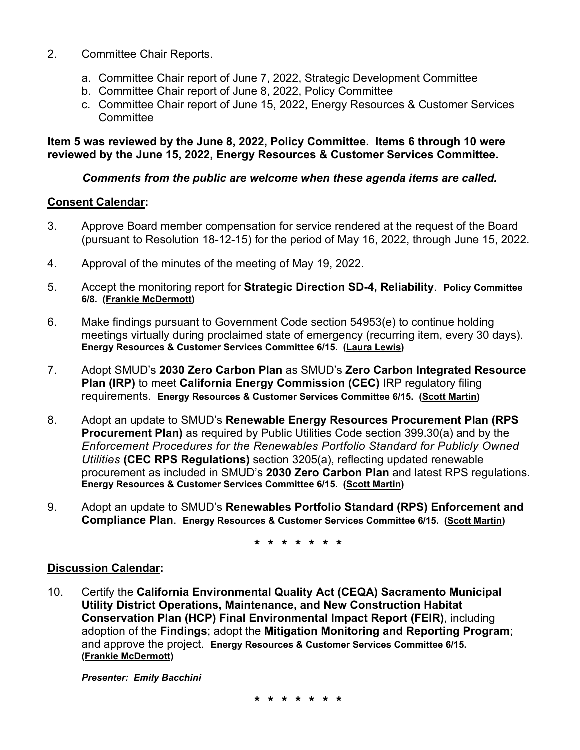2. Committee Chair Reports.

   a. Committee Chair report of June 7, 2022, Strategic Development Committee
   b. Committee Chair report of June 8, 2022, Policy Committee
   c. Committee Chair report of June 15, 2022, Energy Resources & Customer Services Committee

**Item 5 was reviewed by the June 8, 2022, Policy Committee. Items 6 through 10 were reviewed by the June 15, 2022, Energy Resources & Customer Services Committee.**

***Comments from the public are welcome when these agenda items are called.***

**Consent Calendar:**

3. Approve Board member compensation for service rendered at the request of the Board (pursuant to Resolution 18-12-15) for the period of May 16, 2022, through June 15, 2022.

4. Approval of the minutes of the meeting of May 19, 2022.

5. Accept the monitoring report for **Strategic Direction SD-4, Reliability**. **Policy Committee 6/8. (Frankie McDermott)**

6. Make findings pursuant to Government Code section 54953(e) to continue holding meetings virtually during proclaimed state of emergency (recurring item, every 30 days). **Energy Resources & Customer Services Committee 6/15. (Laura Lewis)**

7. Adopt SMUD's **2030 Zero Carbon Plan** as SMUD's **Zero Carbon Integrated Resource Plan (IRP)** to meet **California Energy Commission (CEC)** IRP regulatory filing requirements. **Energy Resources & Customer Services Committee 6/15. (Scott Martin)**

8. Adopt an update to SMUD's **Renewable Energy Resources Procurement Plan (RPS Procurement Plan)** as required by Public Utilities Code section 399.30(a) and by the *Enforcement Procedures for the Renewables Portfolio Standard for Publicly Owned Utilities* **(CEC RPS Regulations)** section 3205(a), reflecting updated renewable procurement as included in SMUD's **2030 Zero Carbon Plan** and latest RPS regulations. **Energy Resources & Customer Services Committee 6/15. (Scott Martin)**

9. Adopt an update to SMUD's **Renewables Portfolio Standard (RPS) Enforcement and Compliance Plan**. **Energy Resources & Customer Services Committee 6/15. (Scott Martin)**

\* \* \* \* \* \* \* \*

**Discussion Calendar:**

10. Certify the **California Environmental Quality Act (CEQA) Sacramento Municipal Utility District Operations, Maintenance, and New Construction Habitat Conservation Plan (HCP) Final Environmental Impact Report (FEIR)**, including adoption of the **Findings**; adopt the **Mitigation Monitoring and Reporting Program**; and approve the project. **Energy Resources & Customer Services Committee 6/15. (Frankie McDermott)**

    ***Presenter: Emily Bacchini***

\* \* \* \* \* \* \* \*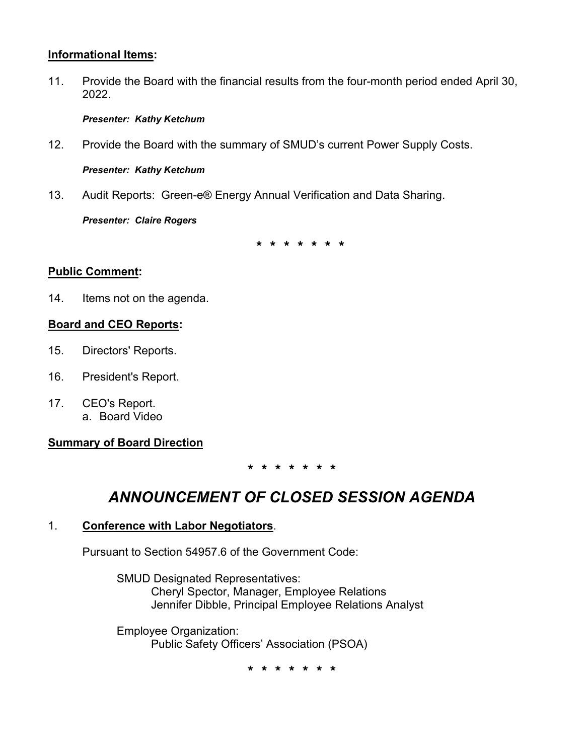**Informational Items:**

11. Provide the Board with the financial results from the four-month period ended April 30, 2022.

    ***Presenter: Kathy Ketchum***

12. Provide the Board with the summary of SMUD's current Power Supply Costs.

    ***Presenter: Kathy Ketchum***

13. Audit Reports: Green-e® Energy Annual Verification and Data Sharing.

    ***Presenter: Claire Rogers***

\* \* \* \* \* \* \* \*

**Public Comment:**

14. Items not on the agenda.

**Board and CEO Reports:**

15. Directors' Reports.

16. President's Report.

17. CEO's Report.
    a. Board Video

**Summary of Board Direction**

\* \* \* \* \* \* \* \*

# *ANNOUNCEMENT OF CLOSED SESSION AGENDA*

1. **Conference with Labor Negotiators**.

   Pursuant to Section 54957.6 of the Government Code:

   SMUD Designated Representatives:
   Cheryl Spector, Manager, Employee Relations
   Jennifer Dibble, Principal Employee Relations Analyst

   Employee Organization:
   Public Safety Officers' Association (PSOA)

\* \* \* \* \* \* \* \*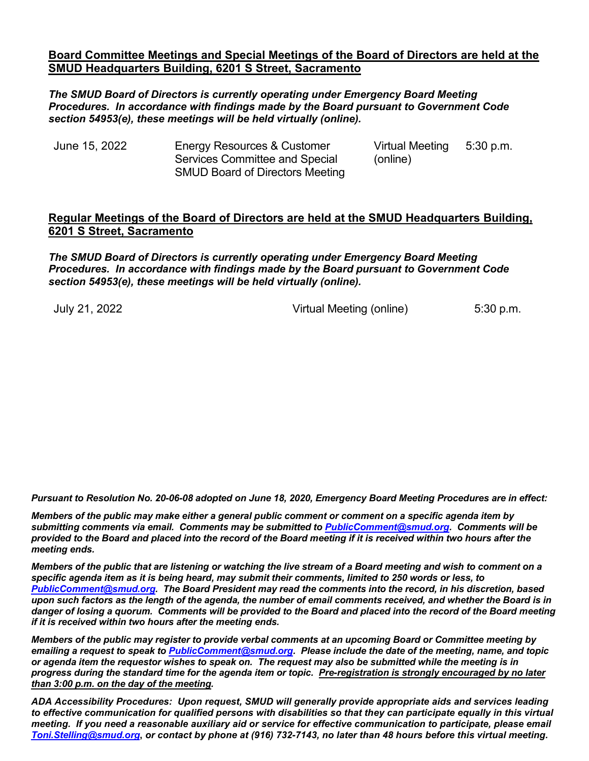**<u>Board Committee Meetings and Special Meetings of the Board of Directors are held at the SMUD Headquarters Building, 6201 S Street, Sacramento</u>**

***The SMUD Board of Directors is currently operating under Emergency Board Meeting Procedures. In accordance with findings made by the Board pursuant to Government Code section 54953(e), these meetings will be held virtually (online).***

| | | | |
|---|---|---|---|
| June 15, 2022 | Energy Resources & Customer Services Committee and Special SMUD Board of Directors Meeting | Virtual Meeting (online) | 5:30 p.m. |

**<u>Regular Meetings of the Board of Directors are held at the SMUD Headquarters Building, 6201 S Street, Sacramento</u>**

***The SMUD Board of Directors is currently operating under Emergency Board Meeting Procedures. In accordance with findings made by the Board pursuant to Government Code section 54953(e), these meetings will be held virtually (online).***

| | | |
|---|---|---|
| July 21, 2022 | Virtual Meeting (online) | 5:30 p.m. |

***Pursuant to Resolution No. 20-06-08 adopted on June 18, 2020, Emergency Board Meeting Procedures are in effect:***

***Members of the public may make either a general public comment or comment on a specific agenda item by submitting comments via email. Comments may be submitted to PublicComment@smud.org. Comments will be provided to the Board and placed into the record of the Board meeting if it is received within two hours after the meeting ends.***

***Members of the public that are listening or watching the live stream of a Board meeting and wish to comment on a specific agenda item as it is being heard, may submit their comments, limited to 250 words or less, to PublicComment@smud.org. The Board President may read the comments into the record, in his discretion, based upon such factors as the length of the agenda, the number of email comments received, and whether the Board is in danger of losing a quorum. Comments will be provided to the Board and placed into the record of the Board meeting if it is received within two hours after the meeting ends.***

***Members of the public may register to provide verbal comments at an upcoming Board or Committee meeting by emailing a request to speak to PublicComment@smud.org. Please include the date of the meeting, name, and topic or agenda item the requestor wishes to speak on. The request may also be submitted while the meeting is in progress during the standard time for the agenda item or topic. <u>Pre-registration is strongly encouraged by no later than 3:00 p.m. on the day of the meeting</u>.***

***ADA Accessibility Procedures: Upon request, SMUD will generally provide appropriate aids and services leading to effective communication for qualified persons with disabilities so that they can participate equally in this virtual meeting. If you need a reasonable auxiliary aid or service for effective communication to participate, please email Toni.Stelling@smud.org, or contact by phone at (916) 732-7143, no later than 48 hours before this virtual meeting.***